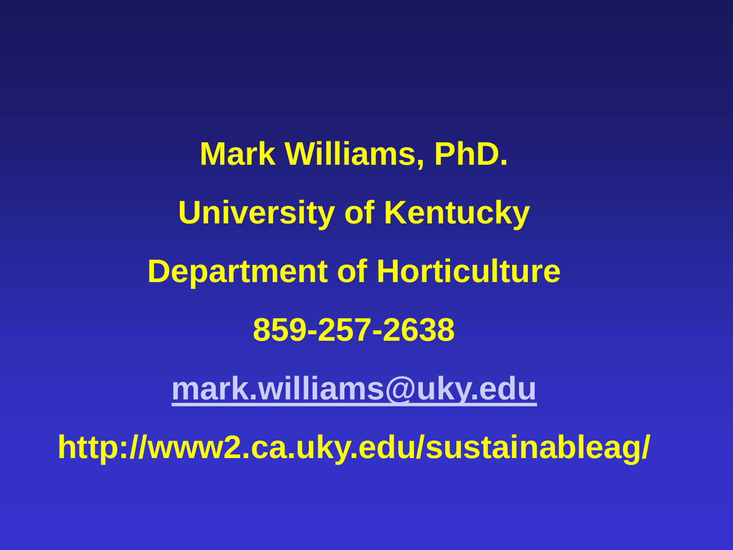**Mark Williams, PhD.**

**University of Kentucky**

**Department of Horticulture**

**859-257-2638**

**mark.williams@uky.edu**

**http://www2.ca.uky.edu/sustainableag/**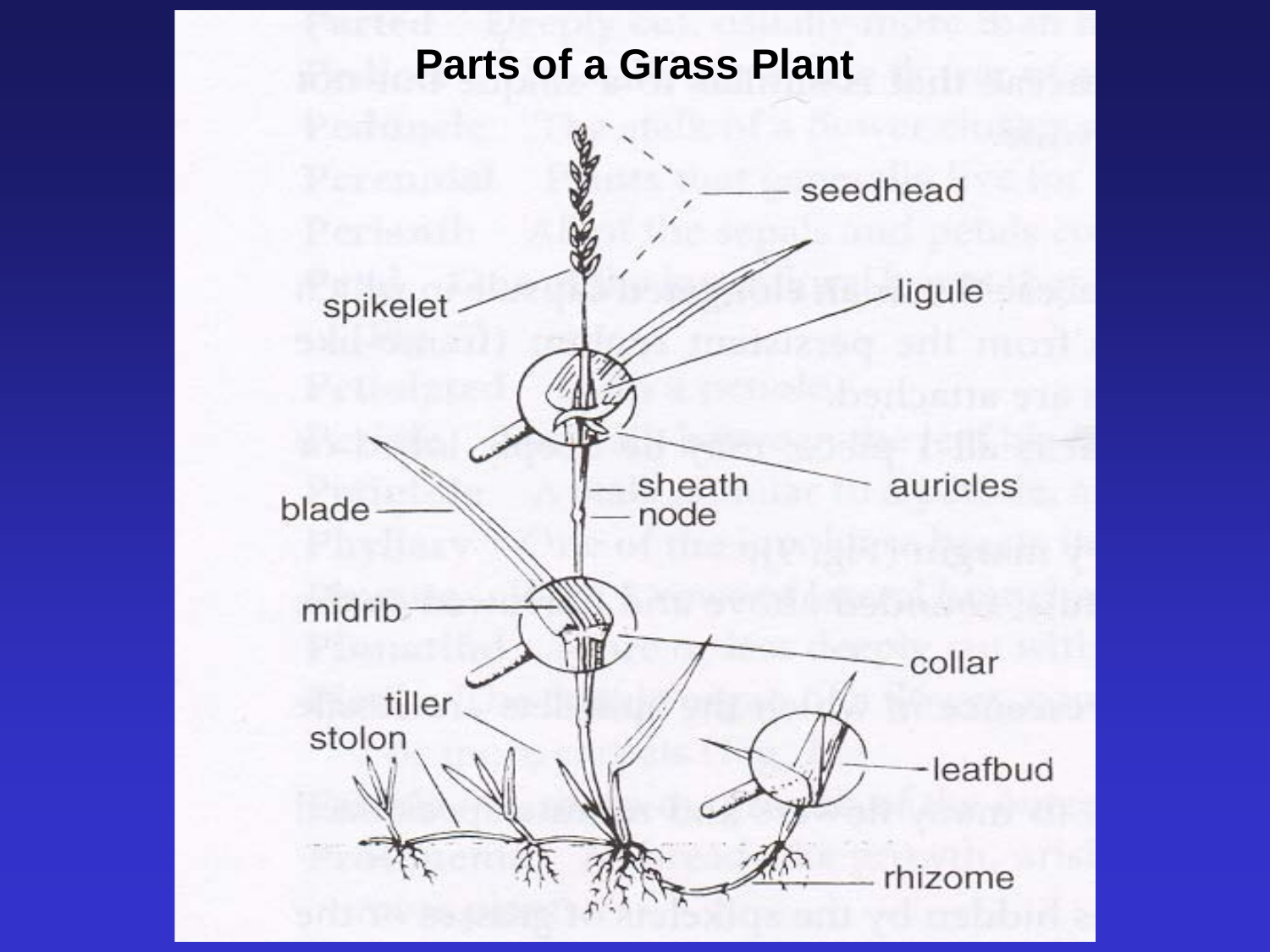# Parts of a Grass Plant

seedhead

spikelet

ligule

auricles

sheath

node

blade

midrib

collar

tiller

stolon

leafbud

rhizome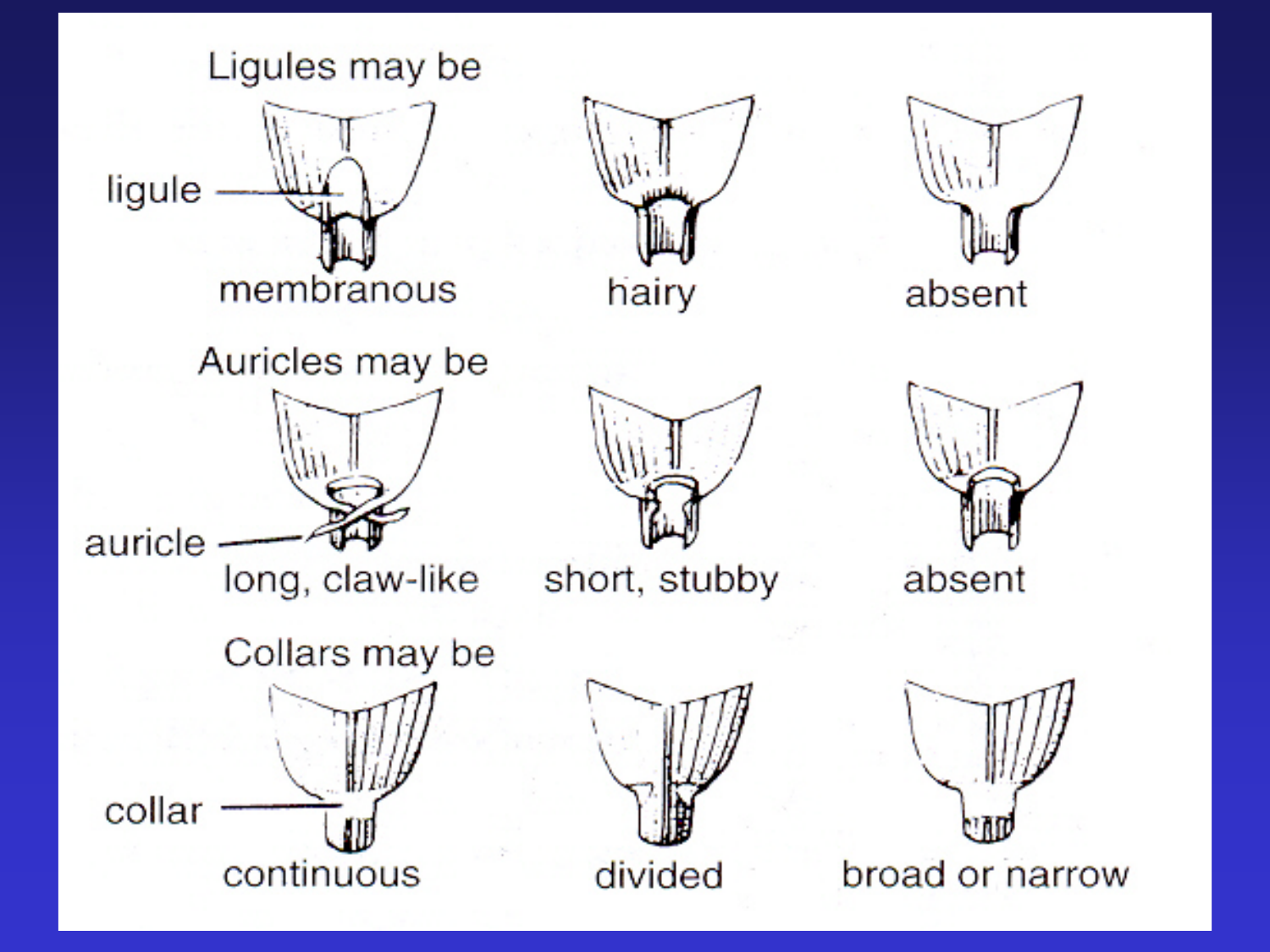Ligules may be

ligule

membranous

hairy

absent

Auricles may be

auricle

long, claw-like

short, stubby

absent

Collars may be

collar

continuous

divided

broad or narrow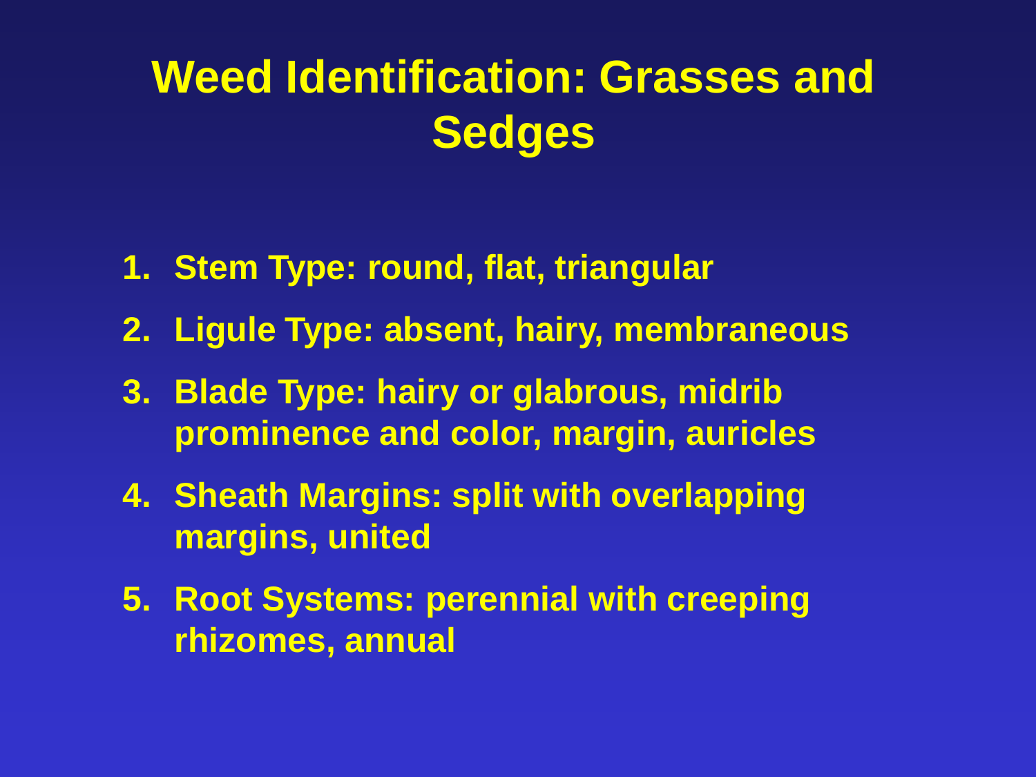# Weed Identification: Grasses and Sedges

1. Stem Type: round, flat, triangular
2. Ligule Type: absent, hairy, membraneous
3. Blade Type: hairy or glabrous, midrib prominence and color, margin, auricles
4. Sheath Margins: split with overlapping margins, united
5. Root Systems: perennial with creeping rhizomes, annual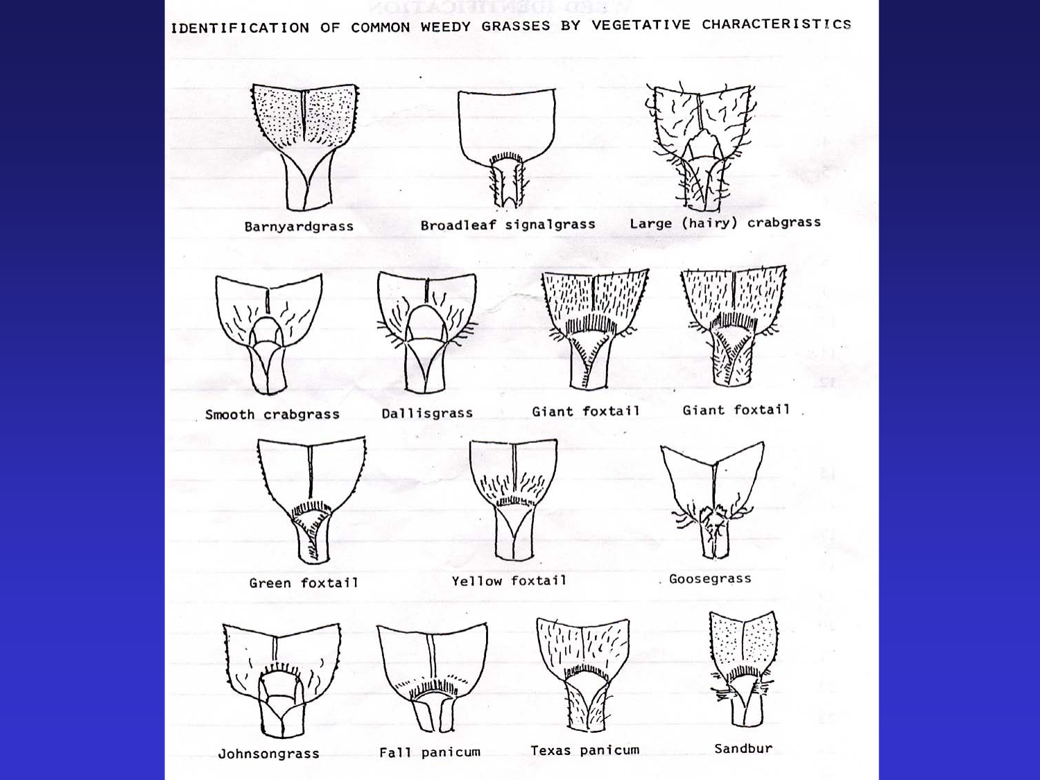# IDENTIFICATION OF COMMON WEEDY GRASSES BY VEGETATIVE CHARACTERISTICS

Barnyardgrass

Broadleaf signalgrass

Large (hairy) crabgrass

Smooth crabgrass

Dallisgrass

Giant foxtail

Giant foxtail

Green foxtail

Yellow foxtail

Goosegrass

Johnsongrass

Fall panicum

Texas panicum

Sandbur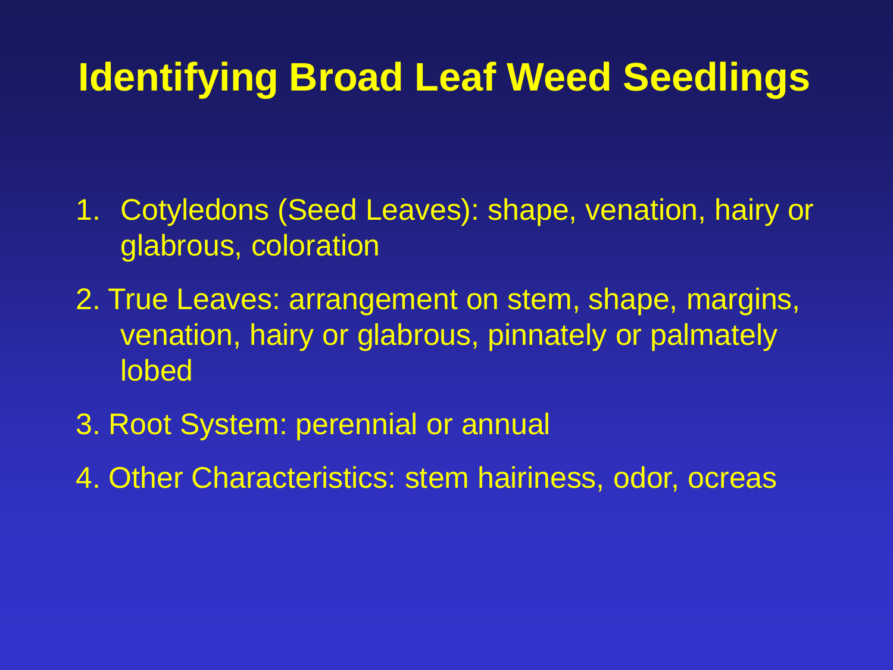# Identifying Broad Leaf Weed Seedlings

1. Cotyledons (Seed Leaves): shape, venation, hairy or glabrous, coloration
2. True Leaves: arrangement on stem, shape, margins, venation, hairy or glabrous, pinnately or palmately lobed
3. Root System: perennial or annual
4. Other Characteristics: stem hairiness, odor, ocreas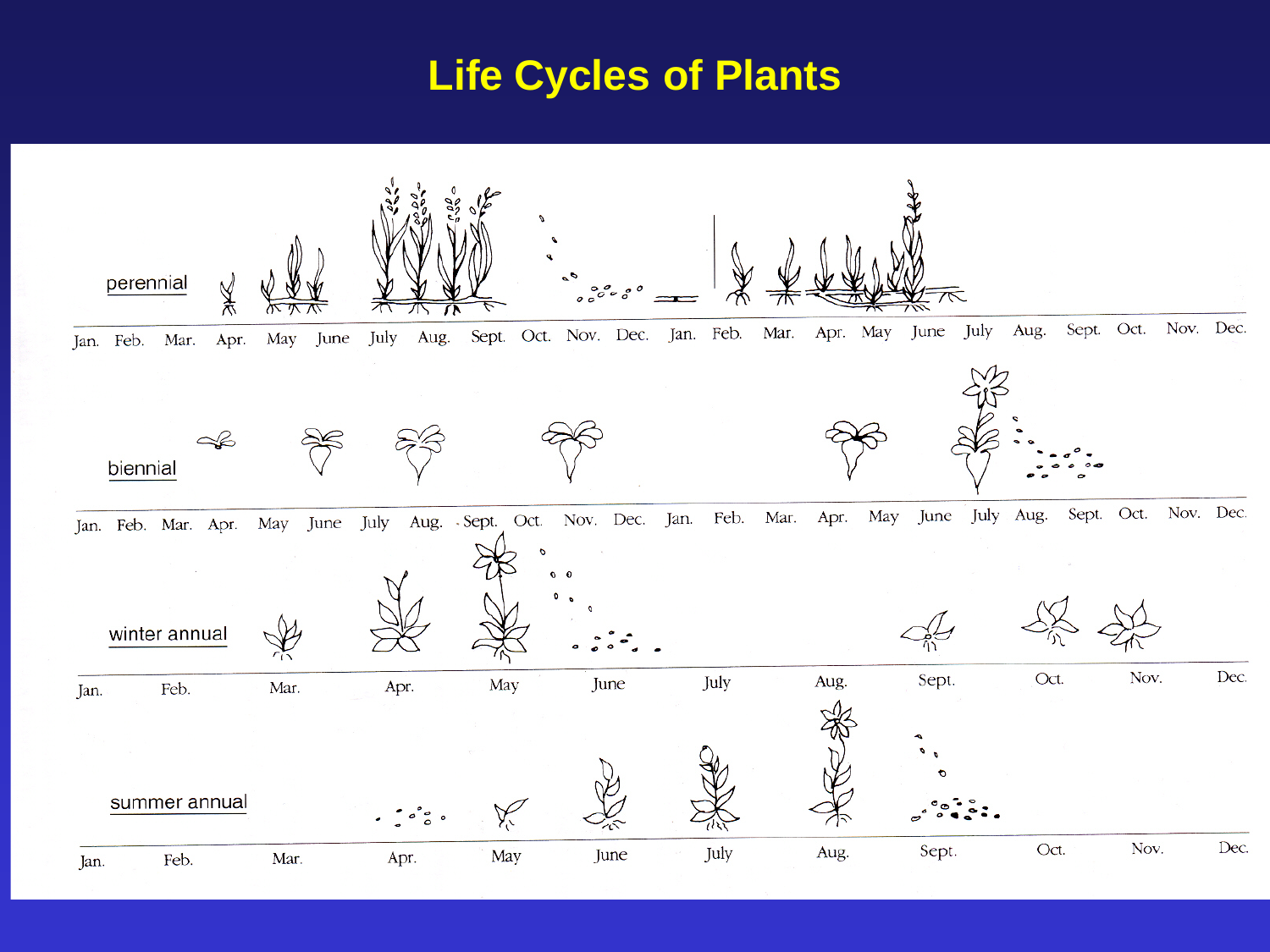# Life Cycles of Plants

perennial

Jan. Feb. Mar. Apr. May June July Aug. Sept. Oct. Nov. Dec. Jan. Feb. Mar. Apr. May June July Aug. Sept. Oct. Nov. Dec.

biennial

Jan. Feb. Mar. Apr. May June July Aug. Sept. Oct. Nov. Dec. Jan. Feb. Mar. Apr. May June July Aug. Sept. Oct. Nov. Dec.

winter annual

Jan. Feb. Mar. Apr. May June July Aug. Sept. Oct. Nov. Dec.

summer annual

Jan. Feb. Mar. Apr. May June July Aug. Sept. Oct. Nov. Dec.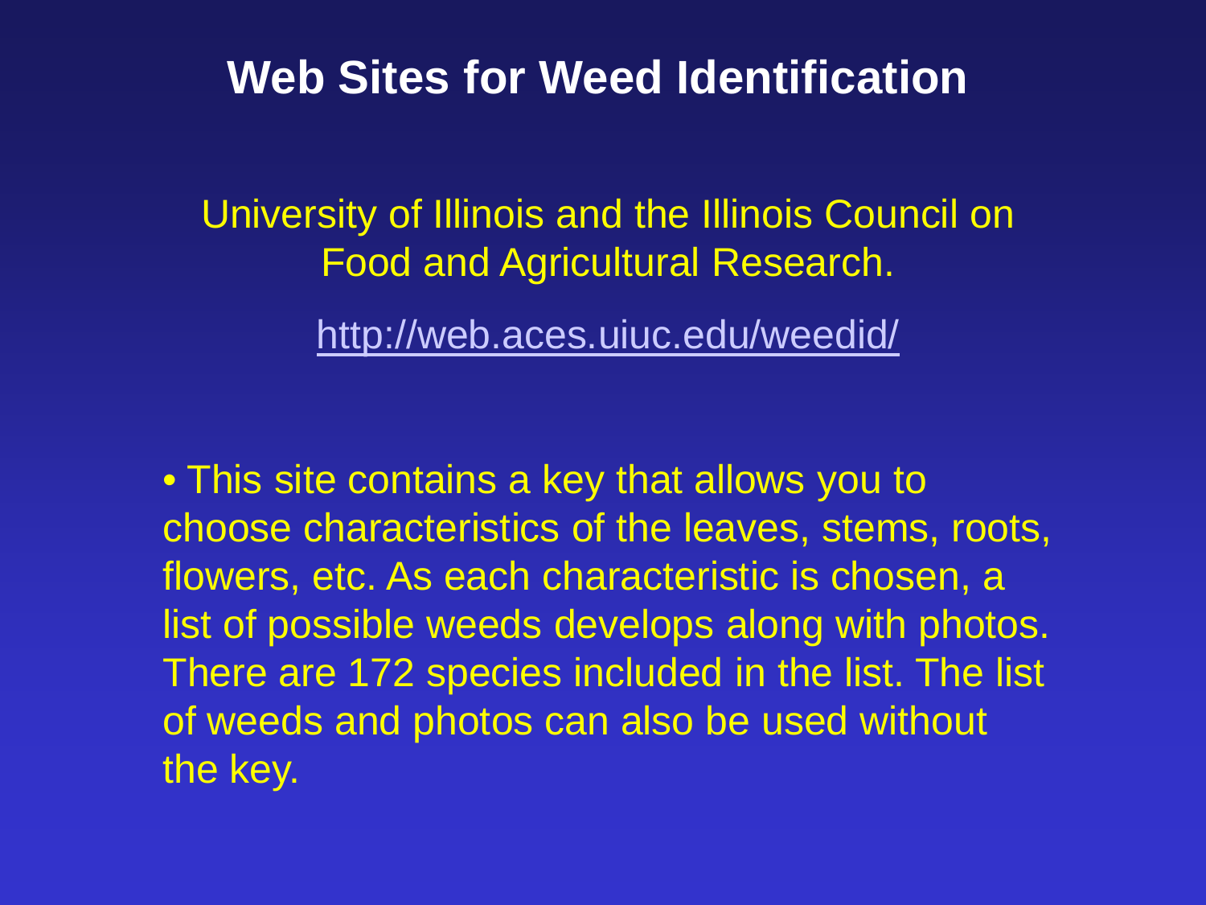# Web Sites for Weed Identification

University of Illinois and the Illinois Council on Food and Agricultural Research.

http://web.aces.uiuc.edu/weedid/

- This site contains a key that allows you to choose characteristics of the leaves, stems, roots, flowers, etc. As each characteristic is chosen, a list of possible weeds develops along with photos. There are 172 species included in the list. The list of weeds and photos can also be used without the key.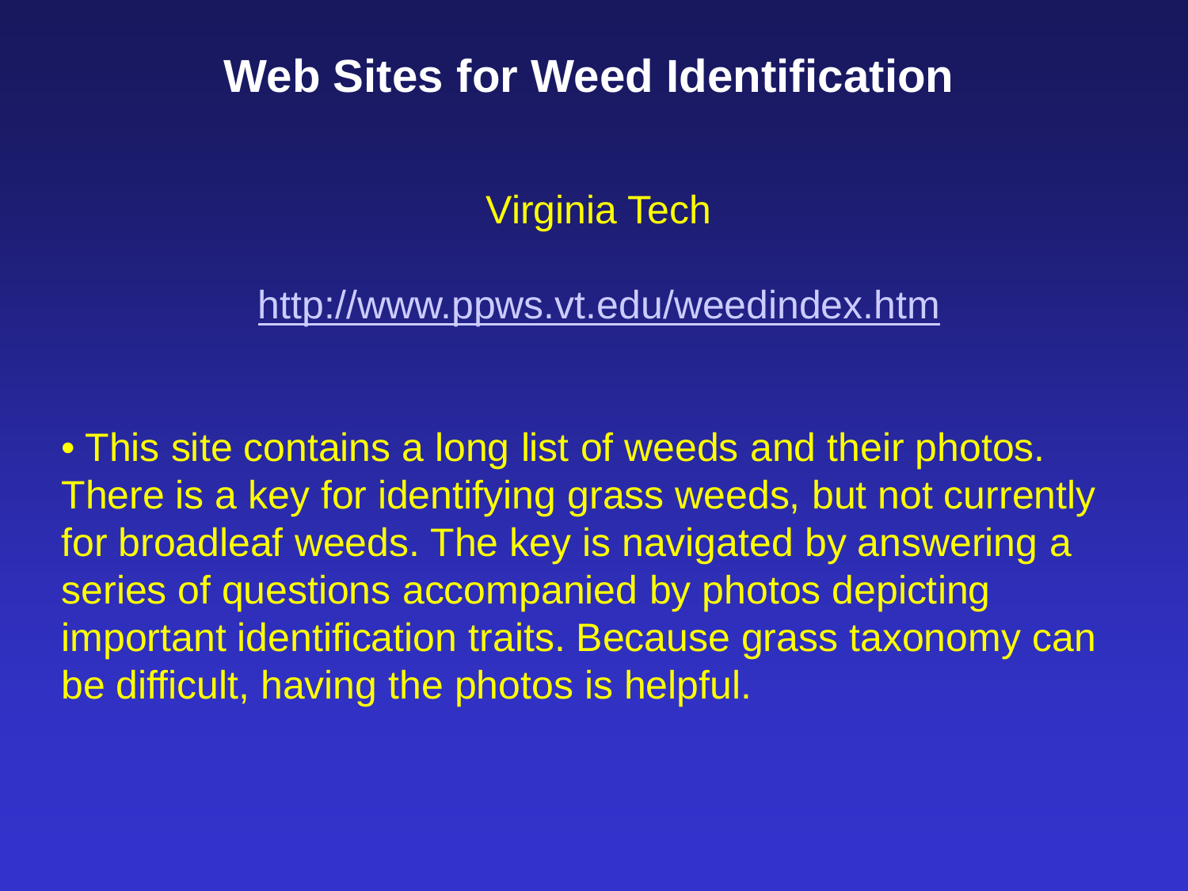# Web Sites for Weed Identification

Virginia Tech

http://www.ppws.vt.edu/weedindex.htm

- This site contains a long list of weeds and their photos. There is a key for identifying grass weeds, but not currently for broadleaf weeds. The key is navigated by answering a series of questions accompanied by photos depicting important identification traits. Because grass taxonomy can be difficult, having the photos is helpful.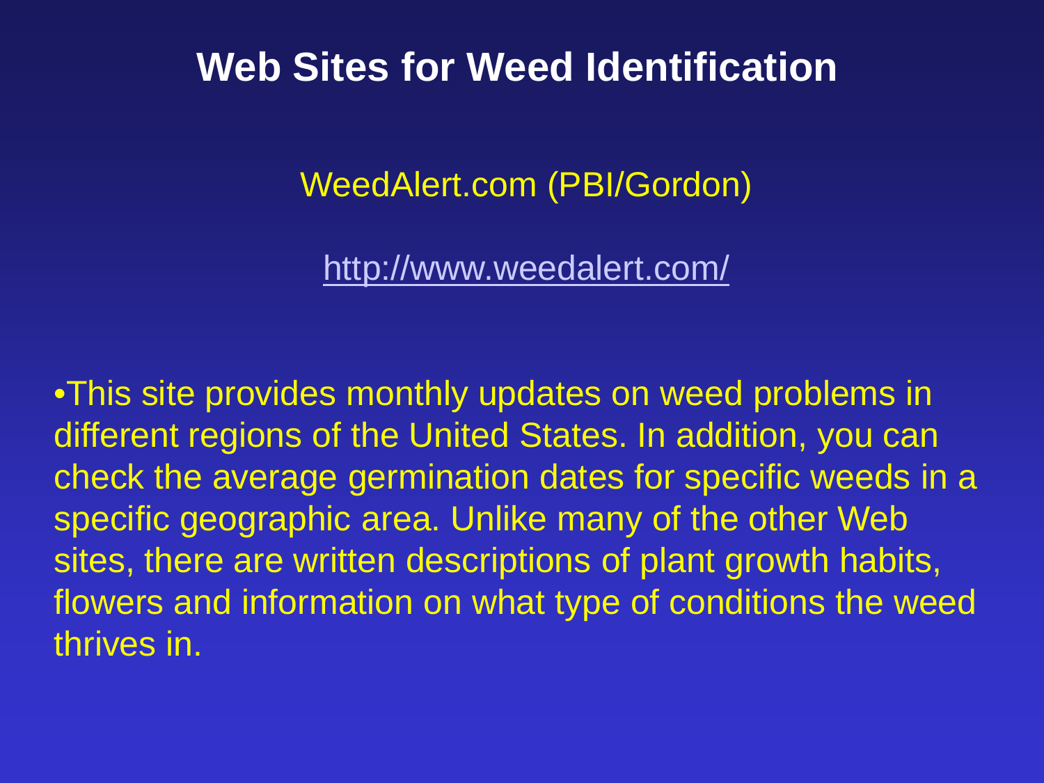# Web Sites for Weed Identification

WeedAlert.com (PBI/Gordon)

http://www.weedalert.com/

- This site provides monthly updates on weed problems in different regions of the United States. In addition, you can check the average germination dates for specific weeds in a specific geographic area. Unlike many of the other Web sites, there are written descriptions of plant growth habits, flowers and information on what type of conditions the weed thrives in.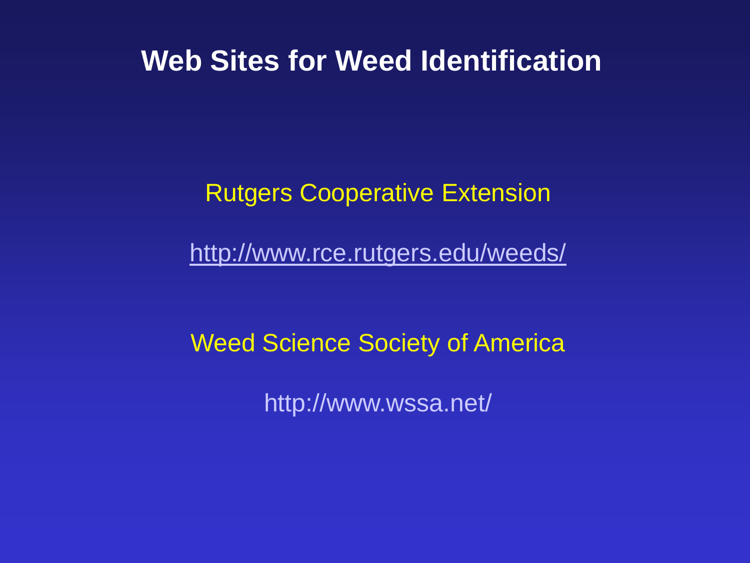# Web Sites for Weed Identification

Rutgers Cooperative Extension

http://www.rce.rutgers.edu/weeds/

Weed Science Society of America

http://www.wssa.net/